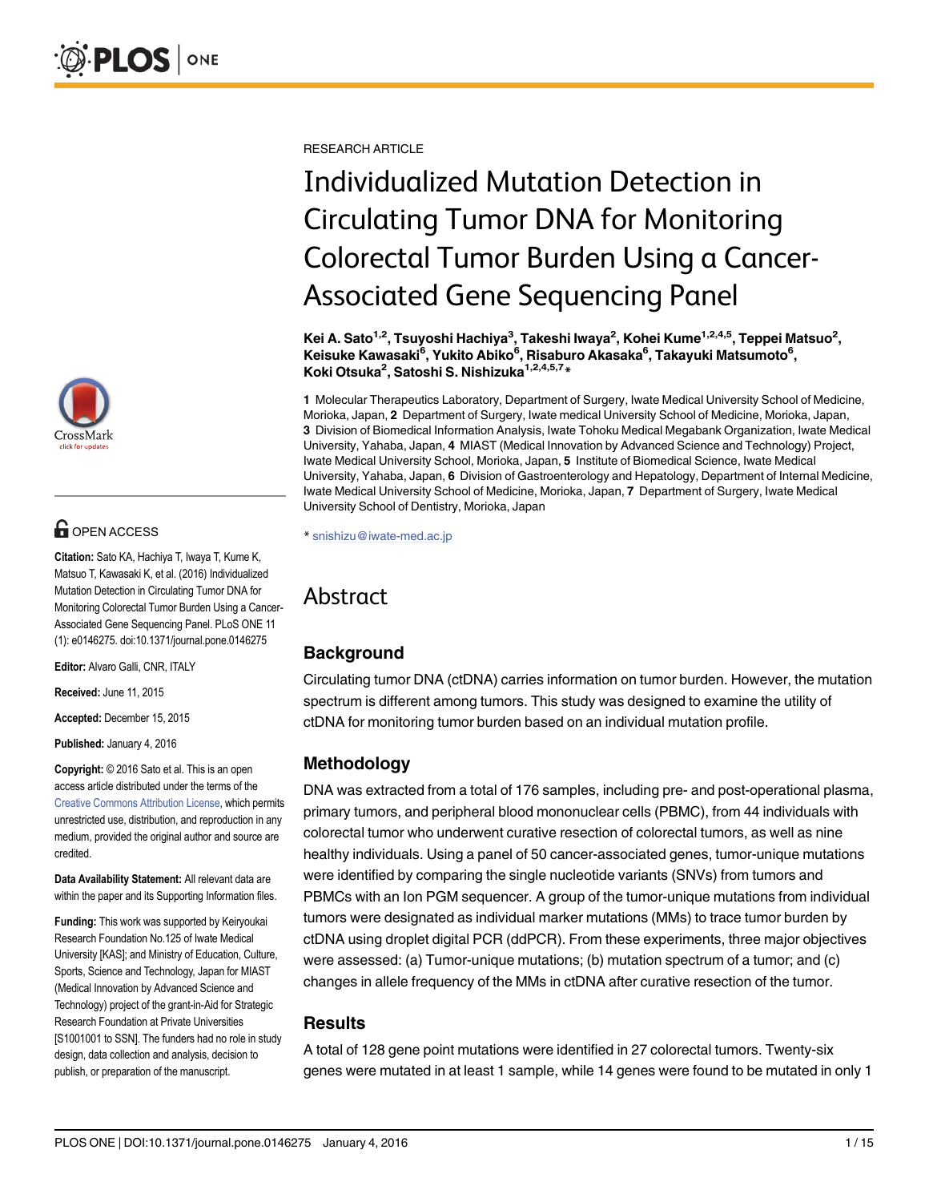RESEARCH ARTICLE

# Individualized Mutation Detection in Circulating Tumor DNA for Monitoring Colorectal Tumor Burden Using a Cancer-Associated Gene Sequencing Panel

**Kei A. Sato[1,2], Tsuyoshi Hachiya[3], Takeshi Iwaya[2], Kohei Kume[1,2,4,5], Teppei Matsuo[2], Keisuke Kawasaki[6], Yukito Abiko[6], Risaburo Akasaka[6], Takayuki Matsumoto[6], Koki Otsuka[2], Satoshi S. Nishizuka[1,2,4,5,7]*\***

**1** Molecular Therapeutics Laboratory, Department of Surgery, Iwate Medical University School of Medicine, Morioka, Japan, **2** Department of Surgery, Iwate medical University School of Medicine, Morioka, Japan, **3** Division of Biomedical Information Analysis, Iwate Tohoku Medical Megabank Organization, Iwate Medical University, Yahaba, Japan, **4** MIAST (Medical Innovation by Advanced Science and Technology) Project, Iwate Medical University School, Morioka, Japan, **5** Institute of Biomedical Science, Iwate Medical University, Yahaba, Japan, **6** Division of Gastroenterology and Hepatology, Department of Internal Medicine, Iwate Medical University School of Medicine, Morioka, Japan, **7** Department of Surgery, Iwate Medical University School of Dentistry, Morioka, Japan

\* snishizu@iwate-med.ac.jp

OPEN ACCESS

**Citation:** Sato KA, Hachiya T, Iwaya T, Kume K, Matsuo T, Kawasaki K, et al. (2016) Individualized Mutation Detection in Circulating Tumor DNA for Monitoring Colorectal Tumor Burden Using a Cancer-Associated Gene Sequencing Panel. PLoS ONE 11 (1): e0146275. doi:10.1371/journal.pone.0146275

**Editor:** Alvaro Galli, CNR, ITALY

**Received:** June 11, 2015

**Accepted:** December 15, 2015

**Published:** January 4, 2016

**Copyright:** © 2016 Sato et al. This is an open access article distributed under the terms of the Creative Commons Attribution License, which permits unrestricted use, distribution, and reproduction in any medium, provided the original author and source are credited.

**Data Availability Statement:** All relevant data are within the paper and its Supporting Information files.

**Funding:** This work was supported by Keiryoukai Research Foundation No.125 of Iwate Medical University [KAS]; and Ministry of Education, Culture, Sports, Science and Technology, Japan for MIAST (Medical Innovation by Advanced Science and Technology) project of the grant-in-Aid for Strategic Research Foundation at Private Universities [S1001001 to SSN]. The funders had no role in study design, data collection and analysis, decision to publish, or preparation of the manuscript.

## Abstract

### Background

Circulating tumor DNA (ctDNA) carries information on tumor burden. However, the mutation spectrum is different among tumors. This study was designed to examine the utility of ctDNA for monitoring tumor burden based on an individual mutation profile.

### Methodology

DNA was extracted from a total of 176 samples, including pre- and post-operational plasma, primary tumors, and peripheral blood mononuclear cells (PBMC), from 44 individuals with colorectal tumor who underwent curative resection of colorectal tumors, as well as nine healthy individuals. Using a panel of 50 cancer-associated genes, tumor-unique mutations were identified by comparing the single nucleotide variants (SNVs) from tumors and PBMCs with an Ion PGM sequencer. A group of the tumor-unique mutations from individual tumors were designated as individual marker mutations (MMs) to trace tumor burden by ctDNA using droplet digital PCR (ddPCR). From these experiments, three major objectives were assessed: (a) Tumor-unique mutations; (b) mutation spectrum of a tumor; and (c) changes in allele frequency of the MMs in ctDNA after curative resection of the tumor.

### Results

A total of 128 gene point mutations were identified in 27 colorectal tumors. Twenty-six genes were mutated in at least 1 sample, while 14 genes were found to be mutated in only 1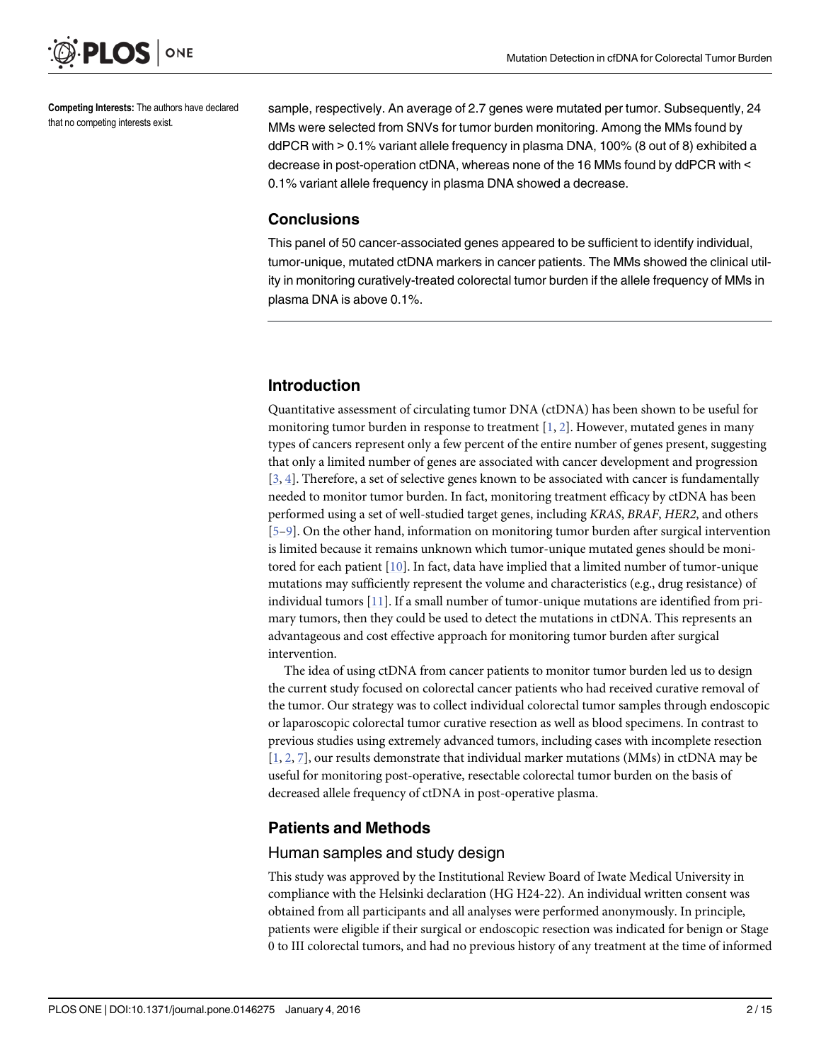**Competing Interests:** The authors have declared that no competing interests exist.

sample, respectively. An average of 2.7 genes were mutated per tumor. Subsequently, 24 MMs were selected from SNVs for tumor burden monitoring. Among the MMs found by ddPCR with > 0.1% variant allele frequency in plasma DNA, 100% (8 out of 8) exhibited a decrease in post-operation ctDNA, whereas none of the 16 MMs found by ddPCR with < 0.1% variant allele frequency in plasma DNA showed a decrease.

### Conclusions

This panel of 50 cancer-associated genes appeared to be sufficient to identify individual, tumor-unique, mutated ctDNA markers in cancer patients. The MMs showed the clinical utility in monitoring curatively-treated colorectal tumor burden if the allele frequency of MMs in plasma DNA is above 0.1%.

## Introduction

Quantitative assessment of circulating tumor DNA (ctDNA) has been shown to be useful for monitoring tumor burden in response to treatment [1, 2]. However, mutated genes in many types of cancers represent only a few percent of the entire number of genes present, suggesting that only a limited number of genes are associated with cancer development and progression [3, 4]. Therefore, a set of selective genes known to be associated with cancer is fundamentally needed to monitor tumor burden. In fact, monitoring treatment efficacy by ctDNA has been performed using a set of well-studied target genes, including *KRAS*, *BRAF*, *HER2*, and others [5–9]. On the other hand, information on monitoring tumor burden after surgical intervention is limited because it remains unknown which tumor-unique mutated genes should be monitored for each patient [10]. In fact, data have implied that a limited number of tumor-unique mutations may sufficiently represent the volume and characteristics (e.g., drug resistance) of individual tumors [11]. If a small number of tumor-unique mutations are identified from primary tumors, then they could be used to detect the mutations in ctDNA. This represents an advantageous and cost effective approach for monitoring tumor burden after surgical intervention.

The idea of using ctDNA from cancer patients to monitor tumor burden led us to design the current study focused on colorectal cancer patients who had received curative removal of the tumor. Our strategy was to collect individual colorectal tumor samples through endoscopic or laparoscopic colorectal tumor curative resection as well as blood specimens. In contrast to previous studies using extremely advanced tumors, including cases with incomplete resection [1, 2, 7], our results demonstrate that individual marker mutations (MMs) in ctDNA may be useful for monitoring post-operative, resectable colorectal tumor burden on the basis of decreased allele frequency of ctDNA in post-operative plasma.

## Patients and Methods

### Human samples and study design

This study was approved by the Institutional Review Board of Iwate Medical University in compliance with the Helsinki declaration (HG H24-22). An individual written consent was obtained from all participants and all analyses were performed anonymously. In principle, patients were eligible if their surgical or endoscopic resection was indicated for benign or Stage 0 to III colorectal tumors, and had no previous history of any treatment at the time of informed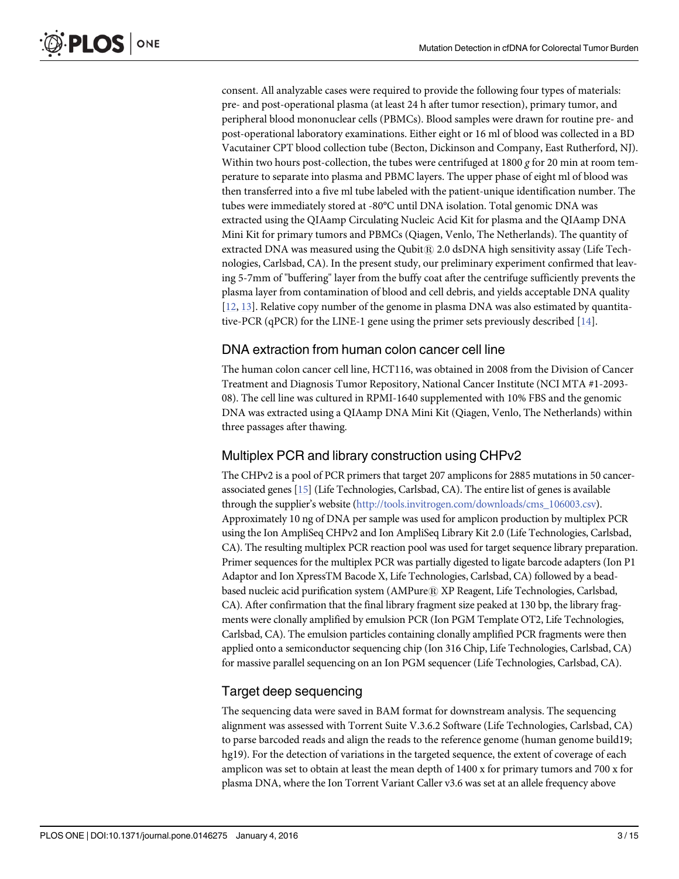consent. All analyzable cases were required to provide the following four types of materials: pre- and post-operational plasma (at least 24 h after tumor resection), primary tumor, and peripheral blood mononuclear cells (PBMCs). Blood samples were drawn for routine pre- and post-operational laboratory examinations. Either eight or 16 ml of blood was collected in a BD Vacutainer CPT blood collection tube (Becton, Dickinson and Company, East Rutherford, NJ). Within two hours post-collection, the tubes were centrifuged at 1800 *g* for 20 min at room temperature to separate into plasma and PBMC layers. The upper phase of eight ml of blood was then transferred into a five ml tube labeled with the patient-unique identification number. The tubes were immediately stored at -80°C until DNA isolation. Total genomic DNA was extracted using the QIAamp Circulating Nucleic Acid Kit for plasma and the QIAamp DNA Mini Kit for primary tumors and PBMCs (Qiagen, Venlo, The Netherlands). The quantity of extracted DNA was measured using the Qubit® 2.0 dsDNA high sensitivity assay (Life Technologies, Carlsbad, CA). In the present study, our preliminary experiment confirmed that leaving 5-7mm of "buffering" layer from the buffy coat after the centrifuge sufficiently prevents the plasma layer from contamination of blood and cell debris, and yields acceptable DNA quality [12, 13]. Relative copy number of the genome in plasma DNA was also estimated by quantitative-PCR (qPCR) for the LINE-1 gene using the primer sets previously described [14].

## DNA extraction from human colon cancer cell line

The human colon cancer cell line, HCT116, was obtained in 2008 from the Division of Cancer Treatment and Diagnosis Tumor Repository, National Cancer Institute (NCI MTA #1-2093-08). The cell line was cultured in RPMI-1640 supplemented with 10% FBS and the genomic DNA was extracted using a QIAamp DNA Mini Kit (Qiagen, Venlo, The Netherlands) within three passages after thawing.

## Multiplex PCR and library construction using CHPv2

The CHPv2 is a pool of PCR primers that target 207 amplicons for 2885 mutations in 50 cancer-associated genes [15] (Life Technologies, Carlsbad, CA). The entire list of genes is available through the supplier's website (http://tools.invitrogen.com/downloads/cms_106003.csv). Approximately 10 ng of DNA per sample was used for amplicon production by multiplex PCR using the Ion AmpliSeq CHPv2 and Ion AmpliSeq Library Kit 2.0 (Life Technologies, Carlsbad, CA). The resulting multiplex PCR reaction pool was used for target sequence library preparation. Primer sequences for the multiplex PCR was partially digested to ligate barcode adapters (Ion P1 Adaptor and Ion XpressTM Bacode X, Life Technologies, Carlsbad, CA) followed by a bead-based nucleic acid purification system (AMPure® XP Reagent, Life Technologies, Carlsbad, CA). After confirmation that the final library fragment size peaked at 130 bp, the library fragments were clonally amplified by emulsion PCR (Ion PGM Template OT2, Life Technologies, Carlsbad, CA). The emulsion particles containing clonally amplified PCR fragments were then applied onto a semiconductor sequencing chip (Ion 316 Chip, Life Technologies, Carlsbad, CA) for massive parallel sequencing on an Ion PGM sequencer (Life Technologies, Carlsbad, CA).

## Target deep sequencing

The sequencing data were saved in BAM format for downstream analysis. The sequencing alignment was assessed with Torrent Suite V.3.6.2 Software (Life Technologies, Carlsbad, CA) to parse barcoded reads and align the reads to the reference genome (human genome build19; hg19). For the detection of variations in the targeted sequence, the extent of coverage of each amplicon was set to obtain at least the mean depth of 1400 x for primary tumors and 700 x for plasma DNA, where the Ion Torrent Variant Caller v3.6 was set at an allele frequency above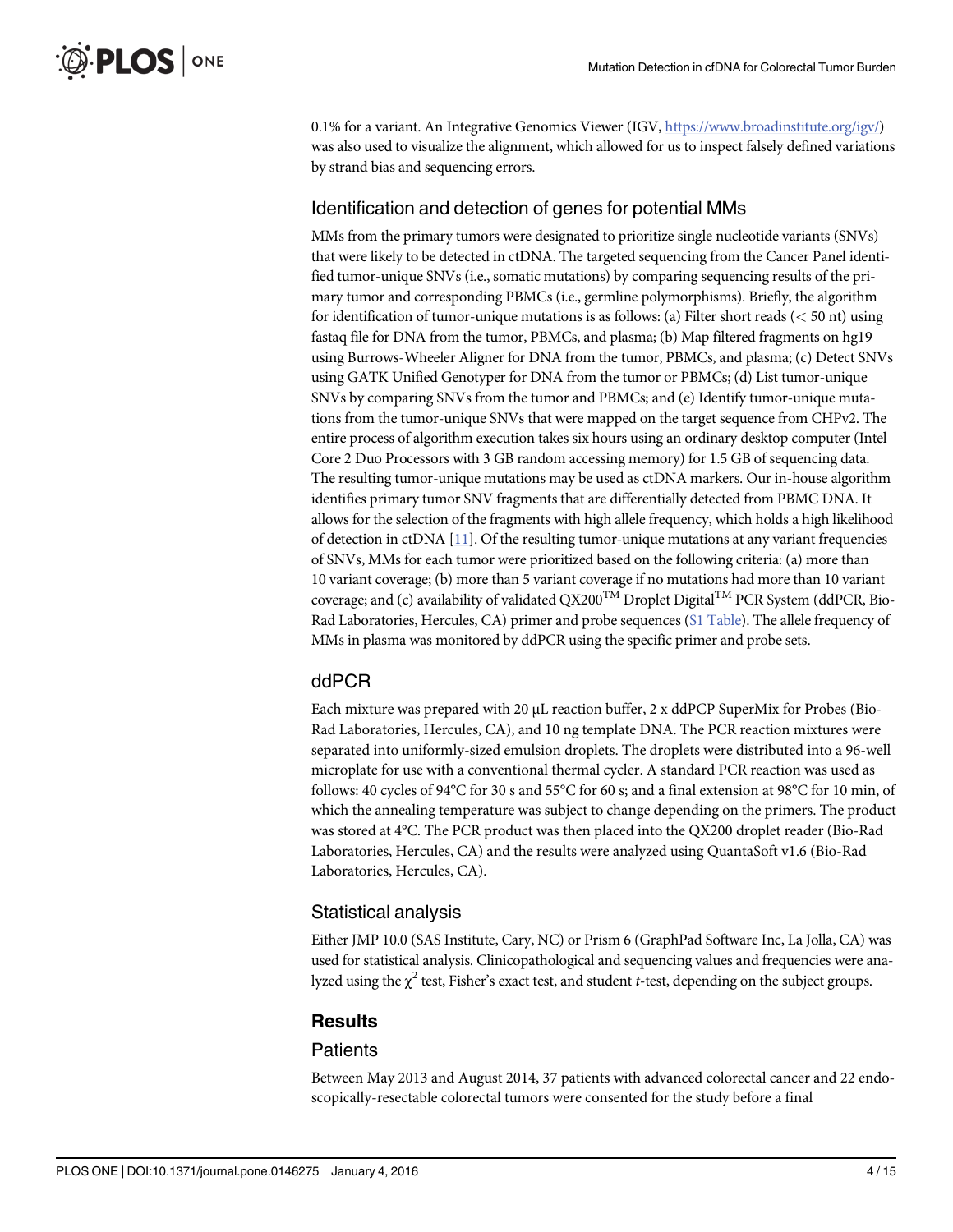0.1% for a variant. An Integrative Genomics Viewer (IGV, https://www.broadinstitute.org/igv/) was also used to visualize the alignment, which allowed for us to inspect falsely defined variations by strand bias and sequencing errors.

## Identification and detection of genes for potential MMs

MMs from the primary tumors were designated to prioritize single nucleotide variants (SNVs) that were likely to be detected in ctDNA. The targeted sequencing from the Cancer Panel identified tumor-unique SNVs (i.e., somatic mutations) by comparing sequencing results of the primary tumor and corresponding PBMCs (i.e., germline polymorphisms). Briefly, the algorithm for identification of tumor-unique mutations is as follows: (a) Filter short reads (< 50 nt) using fastaq file for DNA from the tumor, PBMCs, and plasma; (b) Map filtered fragments on hg19 using Burrows-Wheeler Aligner for DNA from the tumor, PBMCs, and plasma; (c) Detect SNVs using GATK Unified Genotyper for DNA from the tumor or PBMCs; (d) List tumor-unique SNVs by comparing SNVs from the tumor and PBMCs; and (e) Identify tumor-unique mutations from the tumor-unique SNVs that were mapped on the target sequence from CHPv2. The entire process of algorithm execution takes six hours using an ordinary desktop computer (Intel Core 2 Duo Processors with 3 GB random accessing memory) for 1.5 GB of sequencing data. The resulting tumor-unique mutations may be used as ctDNA markers. Our in-house algorithm identifies primary tumor SNV fragments that are differentially detected from PBMC DNA. It allows for the selection of the fragments with high allele frequency, which holds a high likelihood of detection in ctDNA [11]. Of the resulting tumor-unique mutations at any variant frequencies of SNVs, MMs for each tumor were prioritized based on the following criteria: (a) more than 10 variant coverage; (b) more than 5 variant coverage if no mutations had more than 10 variant coverage; and (c) availability of validated QX200™ Droplet Digital™ PCR System (ddPCR, Bio-Rad Laboratories, Hercules, CA) primer and probe sequences (S1 Table). The allele frequency of MMs in plasma was monitored by ddPCR using the specific primer and probe sets.

## ddPCR

Each mixture was prepared with 20 μL reaction buffer, 2 x ddPCP SuperMix for Probes (Bio-Rad Laboratories, Hercules, CA), and 10 ng template DNA. The PCR reaction mixtures were separated into uniformly-sized emulsion droplets. The droplets were distributed into a 96-well microplate for use with a conventional thermal cycler. A standard PCR reaction was used as follows: 40 cycles of 94°C for 30 s and 55°C for 60 s; and a final extension at 98°C for 10 min, of which the annealing temperature was subject to change depending on the primers. The product was stored at 4°C. The PCR product was then placed into the QX200 droplet reader (Bio-Rad Laboratories, Hercules, CA) and the results were analyzed using QuantaSoft v1.6 (Bio-Rad Laboratories, Hercules, CA).

## Statistical analysis

Either JMP 10.0 (SAS Institute, Cary, NC) or Prism 6 (GraphPad Software Inc, La Jolla, CA) was used for statistical analysis. Clinicopathological and sequencing values and frequencies were analyzed using the $\chi^2$ test, Fisher's exact test, and student *t*-test, depending on the subject groups.

# Results

## Patients

Between May 2013 and August 2014, 37 patients with advanced colorectal cancer and 22 endoscopically-resectable colorectal tumors were consented for the study before a final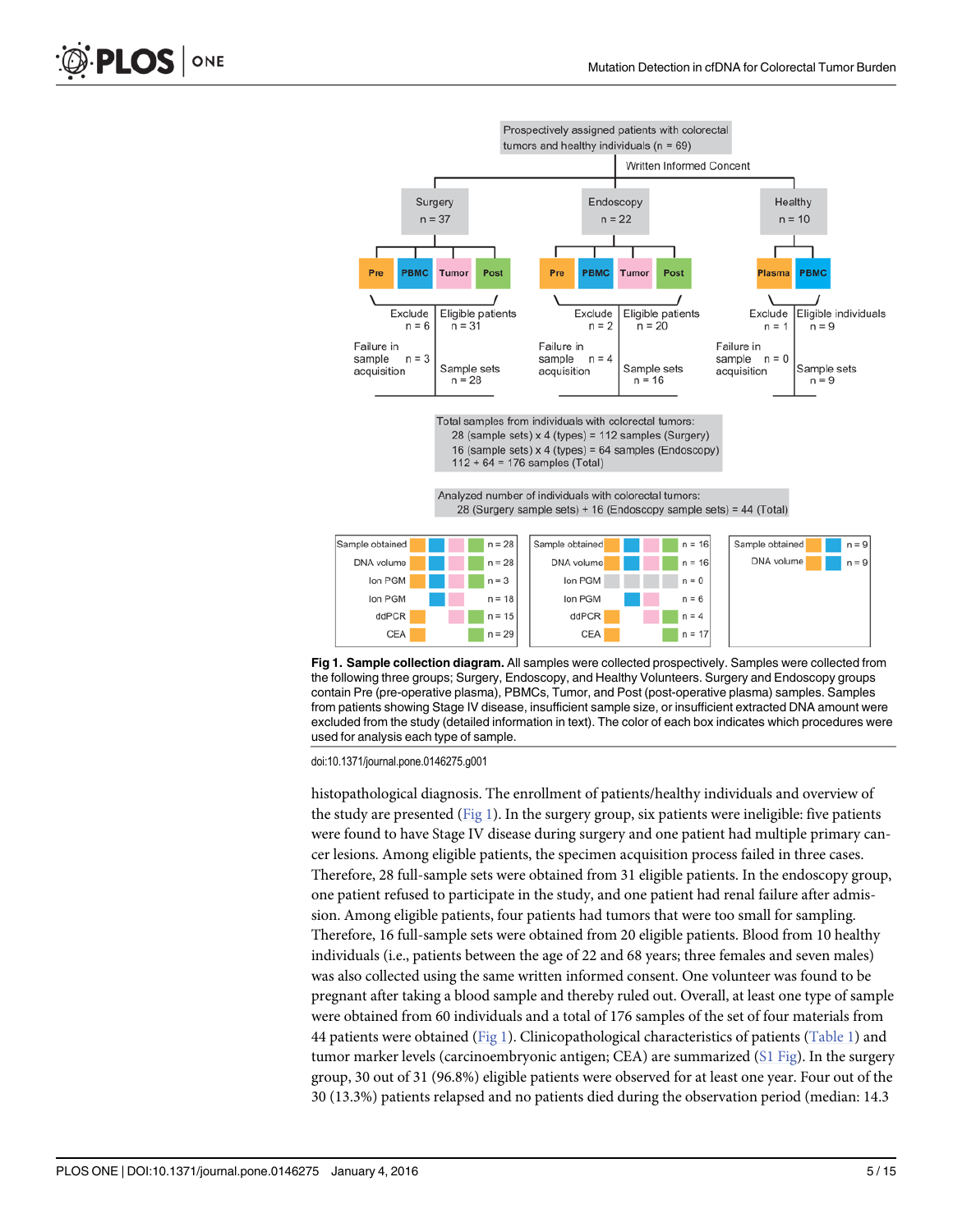**Fig 1. Sample collection diagram.** All samples were collected prospectively. Samples were collected from the following three groups; Surgery, Endoscopy, and Healthy Volunteers. Surgery and Endoscopy groups contain Pre (pre-operative plasma), PBMCs, Tumor, and Post (post-operative plasma) samples. Samples from patients showing Stage IV disease, insufficient sample size, or insufficient extracted DNA amount were excluded from the study (detailed information in text). The color of each box indicates which procedures were used for analysis each type of sample.

doi:10.1371/journal.pone.0146275.g001

histopathological diagnosis. The enrollment of patients/healthy individuals and overview of the study are presented (Fig 1). In the surgery group, six patients were ineligible: five patients were found to have Stage IV disease during surgery and one patient had multiple primary cancer lesions. Among eligible patients, the specimen acquisition process failed in three cases. Therefore, 28 full-sample sets were obtained from 31 eligible patients. In the endoscopy group, one patient refused to participate in the study, and one patient had renal failure after admission. Among eligible patients, four patients had tumors that were too small for sampling. Therefore, 16 full-sample sets were obtained from 20 eligible patients. Blood from 10 healthy individuals (i.e., patients between the age of 22 and 68 years; three females and seven males) was also collected using the same written informed consent. One volunteer was found to be pregnant after taking a blood sample and thereby ruled out. Overall, at least one type of sample were obtained from 60 individuals and a total of 176 samples of the set of four materials from 44 patients were obtained (Fig 1). Clinicopathological characteristics of patients (Table 1) and tumor marker levels (carcinoembryonic antigen; CEA) are summarized (S1 Fig). In the surgery group, 30 out of 31 (96.8%) eligible patients were observed for at least one year. Four out of the 30 (13.3%) patients relapsed and no patients died during the observation period (median: 14.3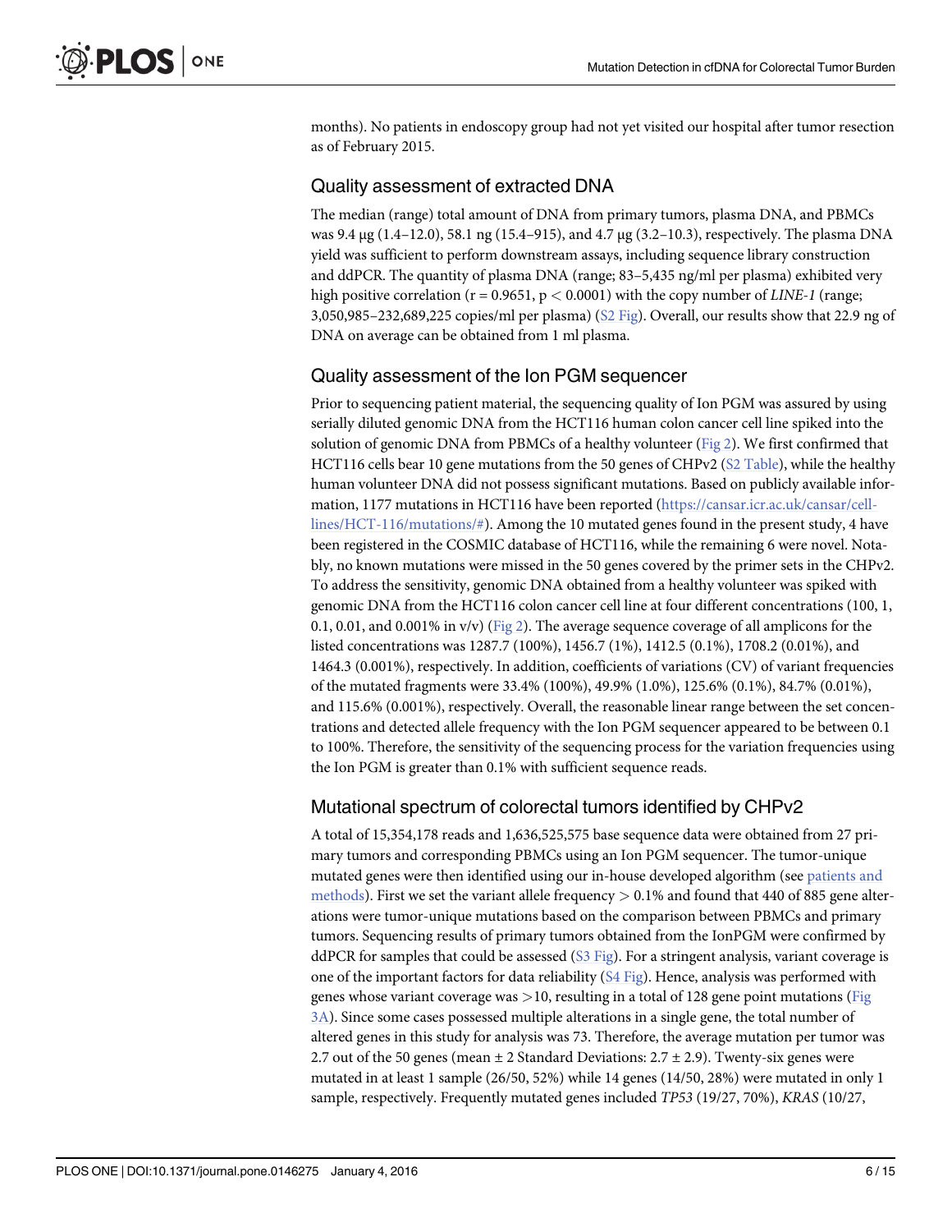months). No patients in endoscopy group had not yet visited our hospital after tumor resection as of February 2015.

## Quality assessment of extracted DNA

The median (range) total amount of DNA from primary tumors, plasma DNA, and PBMCs was 9.4 μg (1.4–12.0), 58.1 ng (15.4–915), and 4.7 μg (3.2–10.3), respectively. The plasma DNA yield was sufficient to perform downstream assays, including sequence library construction and ddPCR. The quantity of plasma DNA (range; 83–5,435 ng/ml per plasma) exhibited very high positive correlation ($r = 0.9651$, $p < 0.0001$) with the copy number of *LINE-1* (range; 3,050,985–232,689,225 copies/ml per plasma) (S2 Fig). Overall, our results show that 22.9 ng of DNA on average can be obtained from 1 ml plasma.

## Quality assessment of the Ion PGM sequencer

Prior to sequencing patient material, the sequencing quality of Ion PGM was assured by using serially diluted genomic DNA from the HCT116 human colon cancer cell line spiked into the solution of genomic DNA from PBMCs of a healthy volunteer (Fig 2). We first confirmed that HCT116 cells bear 10 gene mutations from the 50 genes of CHPv2 (S2 Table), while the healthy human volunteer DNA did not possess significant mutations. Based on publicly available information, 1177 mutations in HCT116 have been reported (https://cansar.icr.ac.uk/cansar/cell-lines/HCT-116/mutations/#). Among the 10 mutated genes found in the present study, 4 have been registered in the COSMIC database of HCT116, while the remaining 6 were novel. Notably, no known mutations were missed in the 50 genes covered by the primer sets in the CHPv2. To address the sensitivity, genomic DNA obtained from a healthy volunteer was spiked with genomic DNA from the HCT116 colon cancer cell line at four different concentrations (100, 1, 0.1, 0.01, and 0.001% in v/v) (Fig 2). The average sequence coverage of all amplicons for the listed concentrations was 1287.7 (100%), 1456.7 (1%), 1412.5 (0.1%), 1708.2 (0.01%), and 1464.3 (0.001%), respectively. In addition, coefficients of variations (CV) of variant frequencies of the mutated fragments were 33.4% (100%), 49.9% (1.0%), 125.6% (0.1%), 84.7% (0.01%), and 115.6% (0.001%), respectively. Overall, the reasonable linear range between the set concentrations and detected allele frequency with the Ion PGM sequencer appeared to be between 0.1 to 100%. Therefore, the sensitivity of the sequencing process for the variation frequencies using the Ion PGM is greater than 0.1% with sufficient sequence reads.

## Mutational spectrum of colorectal tumors identified by CHPv2

A total of 15,354,178 reads and 1,636,525,575 base sequence data were obtained from 27 primary tumors and corresponding PBMCs using an Ion PGM sequencer. The tumor-unique mutated genes were then identified using our in-house developed algorithm (see patients and methods). First we set the variant allele frequency > 0.1% and found that 440 of 885 gene alterations were tumor-unique mutations based on the comparison between PBMCs and primary tumors. Sequencing results of primary tumors obtained from the IonPGM were confirmed by ddPCR for samples that could be assessed (S3 Fig). For a stringent analysis, variant coverage is one of the important factors for data reliability (S4 Fig). Hence, analysis was performed with genes whose variant coverage was >10, resulting in a total of 128 gene point mutations (Fig 3A). Since some cases possessed multiple alterations in a single gene, the total number of altered genes in this study for analysis was 73. Therefore, the average mutation per tumor was 2.7 out of the 50 genes (mean ± 2 Standard Deviations: 2.7 ± 2.9). Twenty-six genes were mutated in at least 1 sample (26/50, 52%) while 14 genes (14/50, 28%) were mutated in only 1 sample, respectively. Frequently mutated genes included *TP53* (19/27, 70%), *KRAS* (10/27,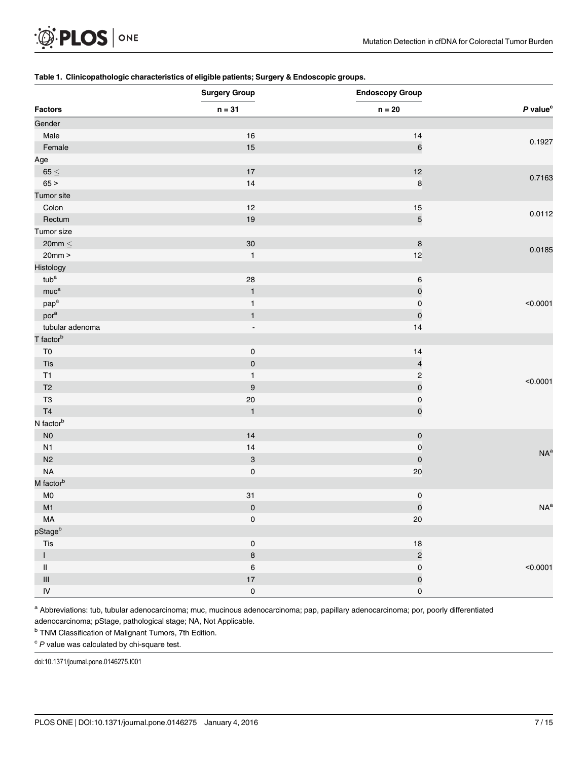**Table 1. Clinicopathologic characteristics of eligible patients; Surgery & Endoscopic groups.**

| Factors | Surgery Group n = 31 | Endoscopy Group n = 20 | *P* value[c] |
|---|---|---|---|
| Gender | | | |
| Male | 16 | 14 | 0.1927 |
| Female | 15 | 6 | |
| Age | | | |
| 65 ≤ | 17 | 12 | 0.7163 |
| 65 > | 14 | 8 | |
| Tumor site | | | |
| Colon | 12 | 15 | 0.0112 |
| Rectum | 19 | 5 | |
| Tumor size | | | |
| 20mm ≤ | 30 | 8 | 0.0185 |
| 20mm > | 1 | 12 | |
| Histology | | | |
| tub[a] | 28 | 6 | <0.0001 |
| muc[a] | 1 | 0 | |
| pap[a] | 1 | 0 | |
| por[a] | 1 | 0 | |
| tubular adenoma | - | 14 | |
| T factor[b] | | | |
| T0 | 0 | 14 | <0.0001 |
| Tis | 0 | 4 | |
| T1 | 1 | 2 | |
| T2 | 9 | 0 | |
| T3 | 20 | 0 | |
| T4 | 1 | 0 | |
| N factor[b] | | | |
| N0 | 14 | 0 | NA[a] |
| N1 | 14 | 0 | |
| N2 | 3 | 0 | |
| NA | 0 | 20 | |
| M factor[b] | | | |
| M0 | 31 | 0 | NA[a] |
| M1 | 0 | 0 | |
| MA | 0 | 20 | |
| pStage[b] | | | |
| Tis | 0 | 18 | <0.0001 |
| I | 8 | 2 | |
| II | 6 | 0 | |
| III | 17 | 0 | |
| IV | 0 | 0 | |

[a] Abbreviations: tub, tubular adenocarcinoma; muc, mucinous adenocarcinoma; pap, papillary adenocarcinoma; por, poorly differentiated adenocarcinoma; pStage, pathological stage; NA, Not Applicable.

[b] TNM Classification of Malignant Tumors, 7th Edition.

[c] *P* value was calculated by chi-square test.

doi:10.1371/journal.pone.0146275.t001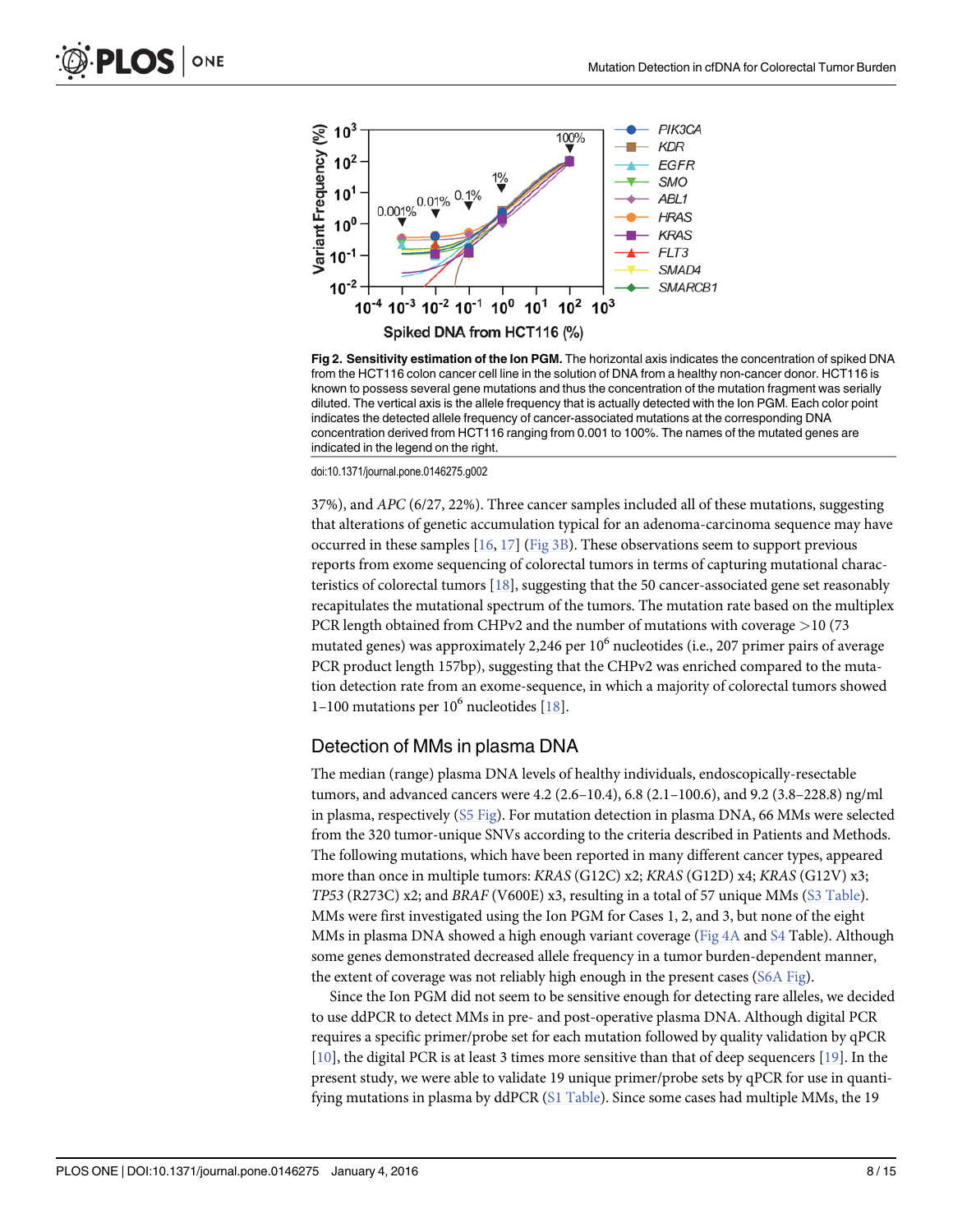Fig 2. Sensitivity estimation of the Ion PGM. The horizontal axis indicates the concentration of spiked DNA from the HCT116 colon cancer cell line in the solution of DNA from a healthy non-cancer donor. HCT116 is known to possess several gene mutations and thus the concentration of the mutation fragment was serially diluted. The vertical axis is the allele frequency that is actually detected with the Ion PGM. Each color point indicates the detected allele frequency of cancer-associated mutations at the corresponding DNA concentration derived from HCT116 ranging from 0.001 to 100%. The names of the mutated genes are indicated in the legend on the right.

doi:10.1371/journal.pone.0146275.g002

37%), and *APC* (6/27, 22%). Three cancer samples included all of these mutations, suggesting that alterations of genetic accumulation typical for an adenoma-carcinoma sequence may have occurred in these samples [16, 17] (Fig 3B). These observations seem to support previous reports from exome sequencing of colorectal tumors in terms of capturing mutational characteristics of colorectal tumors [18], suggesting that the 50 cancer-associated gene set reasonably recapitulates the mutational spectrum of the tumors. The mutation rate based on the multiplex PCR length obtained from CHPv2 and the number of mutations with coverage >10 (73 mutated genes) was approximately 2,246 per $10^6$ nucleotides (i.e., 207 primer pairs of average PCR product length 157bp), suggesting that the CHPv2 was enriched compared to the mutation detection rate from an exome-sequence, in which a majority of colorectal tumors showed 1–100 mutations per $10^6$ nucleotides [18].

## Detection of MMs in plasma DNA

The median (range) plasma DNA levels of healthy individuals, endoscopically-resectable tumors, and advanced cancers were 4.2 (2.6–10.4), 6.8 (2.1–100.6), and 9.2 (3.8–228.8) ng/ml in plasma, respectively (S5 Fig). For mutation detection in plasma DNA, 66 MMs were selected from the 320 tumor-unique SNVs according to the criteria described in Patients and Methods. The following mutations, which have been reported in many different cancer types, appeared more than once in multiple tumors: *KRAS* (G12C) x2; *KRAS* (G12D) x4; *KRAS* (G12V) x3; *TP53* (R273C) x2; and *BRAF* (V600E) x3, resulting in a total of 57 unique MMs (S3 Table). MMs were first investigated using the Ion PGM for Cases 1, 2, and 3, but none of the eight MMs in plasma DNA showed a high enough variant coverage (Fig 4A and S4 Table). Although some genes demonstrated decreased allele frequency in a tumor burden-dependent manner, the extent of coverage was not reliably high enough in the present cases (S6A Fig).

Since the Ion PGM did not seem to be sensitive enough for detecting rare alleles, we decided to use ddPCR to detect MMs in pre- and post-operative plasma DNA. Although digital PCR requires a specific primer/probe set for each mutation followed by quality validation by qPCR [10], the digital PCR is at least 3 times more sensitive than that of deep sequencers [19]. In the present study, we were able to validate 19 unique primer/probe sets by qPCR for use in quantifying mutations in plasma by ddPCR (S1 Table). Since some cases had multiple MMs, the 19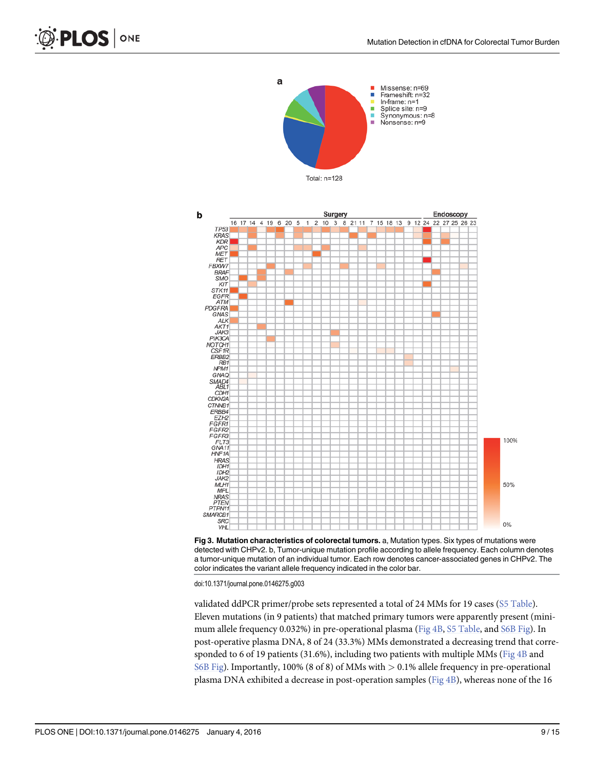Fig 3. Mutation characteristics of colorectal tumors. a, Mutation types. Six types of mutations were detected with CHPv2. b, Tumor-unique mutation profile according to allele frequency. Each column denotes a tumor-unique mutation of an individual tumor. Each row denotes cancer-associated genes in CHPv2. The color indicates the variant allele frequency indicated in the color bar.

doi:10.1371/journal.pone.0146275.g003

validated ddPCR primer/probe sets represented a total of 24 MMs for 19 cases (S5 Table). Eleven mutations (in 9 patients) that matched primary tumors were apparently present (minimum allele frequency 0.032%) in pre-operational plasma (Fig 4B, S5 Table, and S6B Fig). In post-operative plasma DNA, 8 of 24 (33.3%) MMs demonstrated a decreasing trend that corresponded to 6 of 19 patients (31.6%), including two patients with multiple MMs (Fig 4B and S6B Fig). Importantly, 100% (8 of 8) of MMs with > 0.1% allele frequency in pre-operational plasma DNA exhibited a decrease in post-operation samples (Fig 4B), whereas none of the 16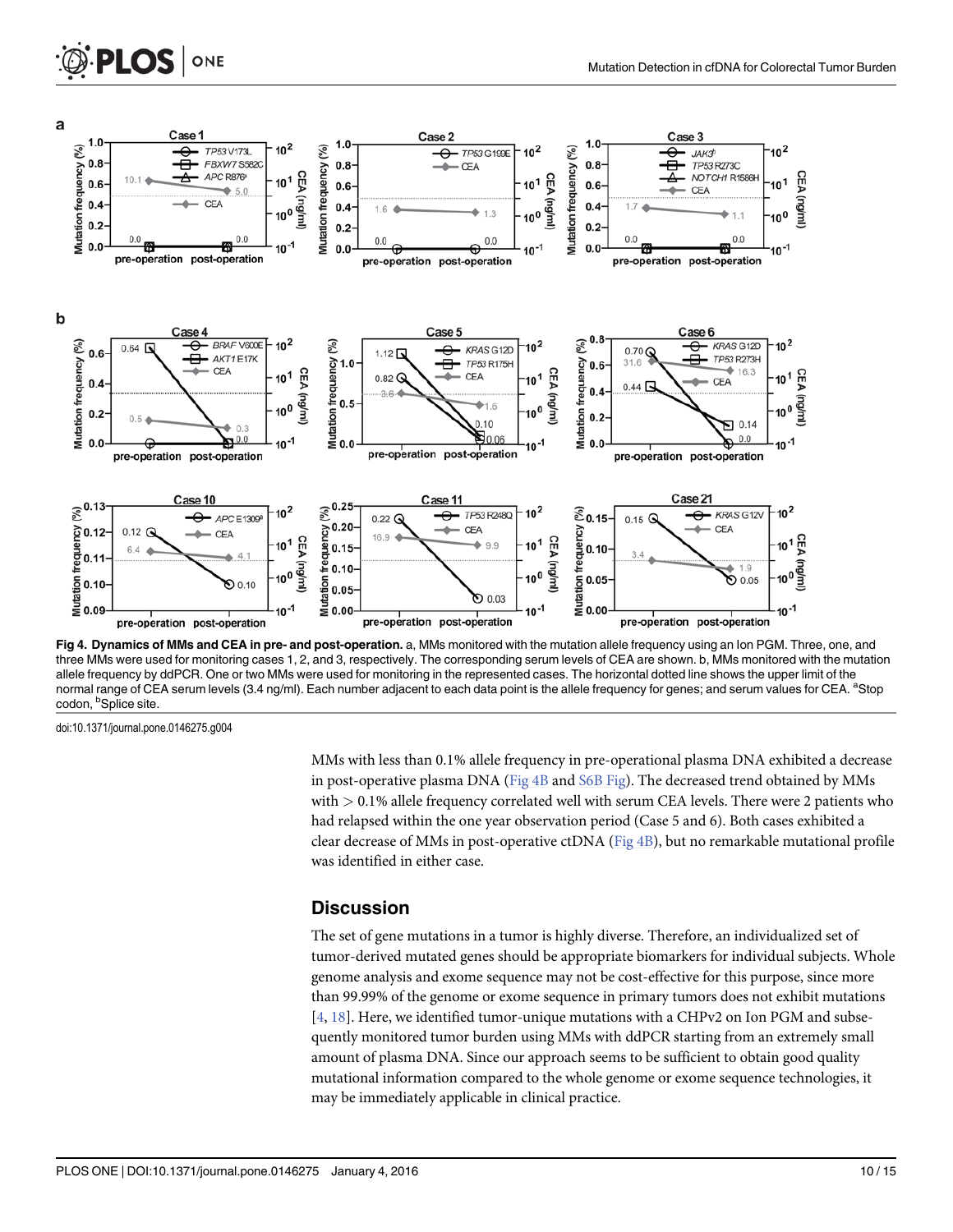**Fig 4. Dynamics of MMs and CEA in pre- and post-operation.** a, MMs monitored with the mutation allele frequency using an Ion PGM. Three, one, and three MMs were used for monitoring cases 1, 2, and 3, respectively. The corresponding serum levels of CEA are shown. b, MMs monitored with the mutation allele frequency by ddPCR. One or two MMs were used for monitoring in the represented cases. The horizontal dotted line shows the upper limit of the normal range of CEA serum levels (3.4 ng/ml). Each number adjacent to each data point is the allele frequency for genes; and serum values for CEA. [a]Stop codon, [b]Splice site.

doi:10.1371/journal.pone.0146275.g004

MMs with less than 0.1% allele frequency in pre-operational plasma DNA exhibited a decrease in post-operative plasma DNA (Fig 4B and S6B Fig). The decreased trend obtained by MMs with > 0.1% allele frequency correlated well with serum CEA levels. There were 2 patients who had relapsed within the one year observation period (Case 5 and 6). Both cases exhibited a clear decrease of MMs in post-operative ctDNA (Fig 4B), but no remarkable mutational profile was identified in either case.

## Discussion

The set of gene mutations in a tumor is highly diverse. Therefore, an individualized set of tumor-derived mutated genes should be appropriate biomarkers for individual subjects. Whole genome analysis and exome sequence may not be cost-effective for this purpose, since more than 99.99% of the genome or exome sequence in primary tumors does not exhibit mutations [4, 18]. Here, we identified tumor-unique mutations with a CHPv2 on Ion PGM and subsequently monitored tumor burden using MMs with ddPCR starting from an extremely small amount of plasma DNA. Since our approach seems to be sufficient to obtain good quality mutational information compared to the whole genome or exome sequence technologies, it may be immediately applicable in clinical practice.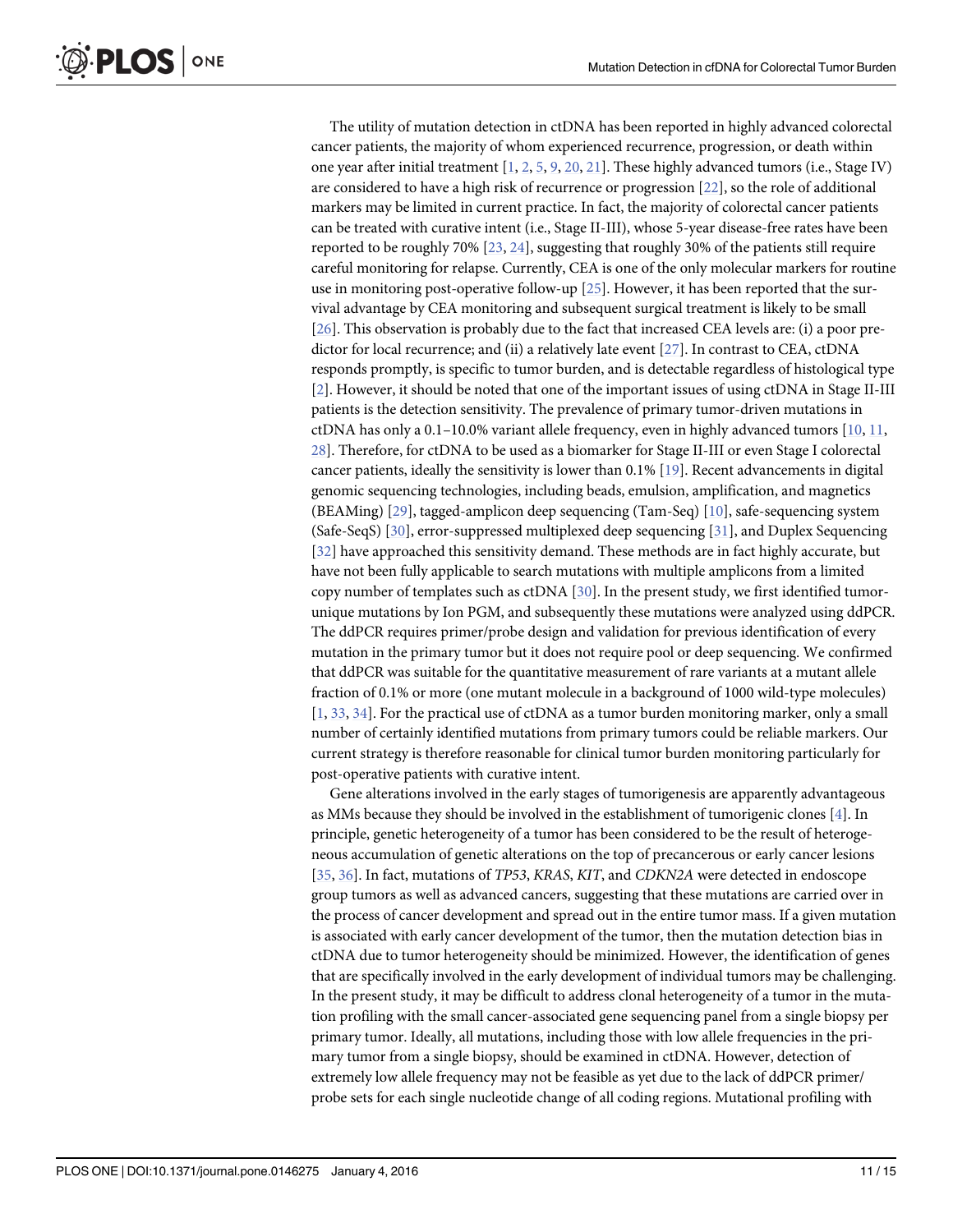The utility of mutation detection in ctDNA has been reported in highly advanced colorectal cancer patients, the majority of whom experienced recurrence, progression, or death within one year after initial treatment [1, 2, 5, 9, 20, 21]. These highly advanced tumors (i.e., Stage IV) are considered to have a high risk of recurrence or progression [22], so the role of additional markers may be limited in current practice. In fact, the majority of colorectal cancer patients can be treated with curative intent (i.e., Stage II-III), whose 5-year disease-free rates have been reported to be roughly 70% [23, 24], suggesting that roughly 30% of the patients still require careful monitoring for relapse. Currently, CEA is one of the only molecular markers for routine use in monitoring post-operative follow-up [25]. However, it has been reported that the survival advantage by CEA monitoring and subsequent surgical treatment is likely to be small [26]. This observation is probably due to the fact that increased CEA levels are: (i) a poor predictor for local recurrence; and (ii) a relatively late event [27]. In contrast to CEA, ctDNA responds promptly, is specific to tumor burden, and is detectable regardless of histological type [2]. However, it should be noted that one of the important issues of using ctDNA in Stage II-III patients is the detection sensitivity. The prevalence of primary tumor-driven mutations in ctDNA has only a 0.1–10.0% variant allele frequency, even in highly advanced tumors [10, 11, 28]. Therefore, for ctDNA to be used as a biomarker for Stage II-III or even Stage I colorectal cancer patients, ideally the sensitivity is lower than 0.1% [19]. Recent advancements in digital genomic sequencing technologies, including beads, emulsion, amplification, and magnetics (BEAMing) [29], tagged-amplicon deep sequencing (Tam-Seq) [10], safe-sequencing system (Safe-SeqS) [30], error-suppressed multiplexed deep sequencing [31], and Duplex Sequencing [32] have approached this sensitivity demand. These methods are in fact highly accurate, but have not been fully applicable to search mutations with multiple amplicons from a limited copy number of templates such as ctDNA [30]. In the present study, we first identified tumor-unique mutations by Ion PGM, and subsequently these mutations were analyzed using ddPCR. The ddPCR requires primer/probe design and validation for previous identification of every mutation in the primary tumor but it does not require pool or deep sequencing. We confirmed that ddPCR was suitable for the quantitative measurement of rare variants at a mutant allele fraction of 0.1% or more (one mutant molecule in a background of 1000 wild-type molecules) [1, 33, 34]. For the practical use of ctDNA as a tumor burden monitoring marker, only a small number of certainly identified mutations from primary tumors could be reliable markers. Our current strategy is therefore reasonable for clinical tumor burden monitoring particularly for post-operative patients with curative intent.

Gene alterations involved in the early stages of tumorigenesis are apparently advantageous as MMs because they should be involved in the establishment of tumorigenic clones [4]. In principle, genetic heterogeneity of a tumor has been considered to be the result of heterogeneous accumulation of genetic alterations on the top of precancerous or early cancer lesions [35, 36]. In fact, mutations of *TP53*, *KRAS*, *KIT*, and *CDKN2A* were detected in endoscope group tumors as well as advanced cancers, suggesting that these mutations are carried over in the process of cancer development and spread out in the entire tumor mass. If a given mutation is associated with early cancer development of the tumor, then the mutation detection bias in ctDNA due to tumor heterogeneity should be minimized. However, the identification of genes that are specifically involved in the early development of individual tumors may be challenging. In the present study, it may be difficult to address clonal heterogeneity of a tumor in the mutation profiling with the small cancer-associated gene sequencing panel from a single biopsy per primary tumor. Ideally, all mutations, including those with low allele frequencies in the primary tumor from a single biopsy, should be examined in ctDNA. However, detection of extremely low allele frequency may not be feasible as yet due to the lack of ddPCR primer/probe sets for each single nucleotide change of all coding regions. Mutational profiling with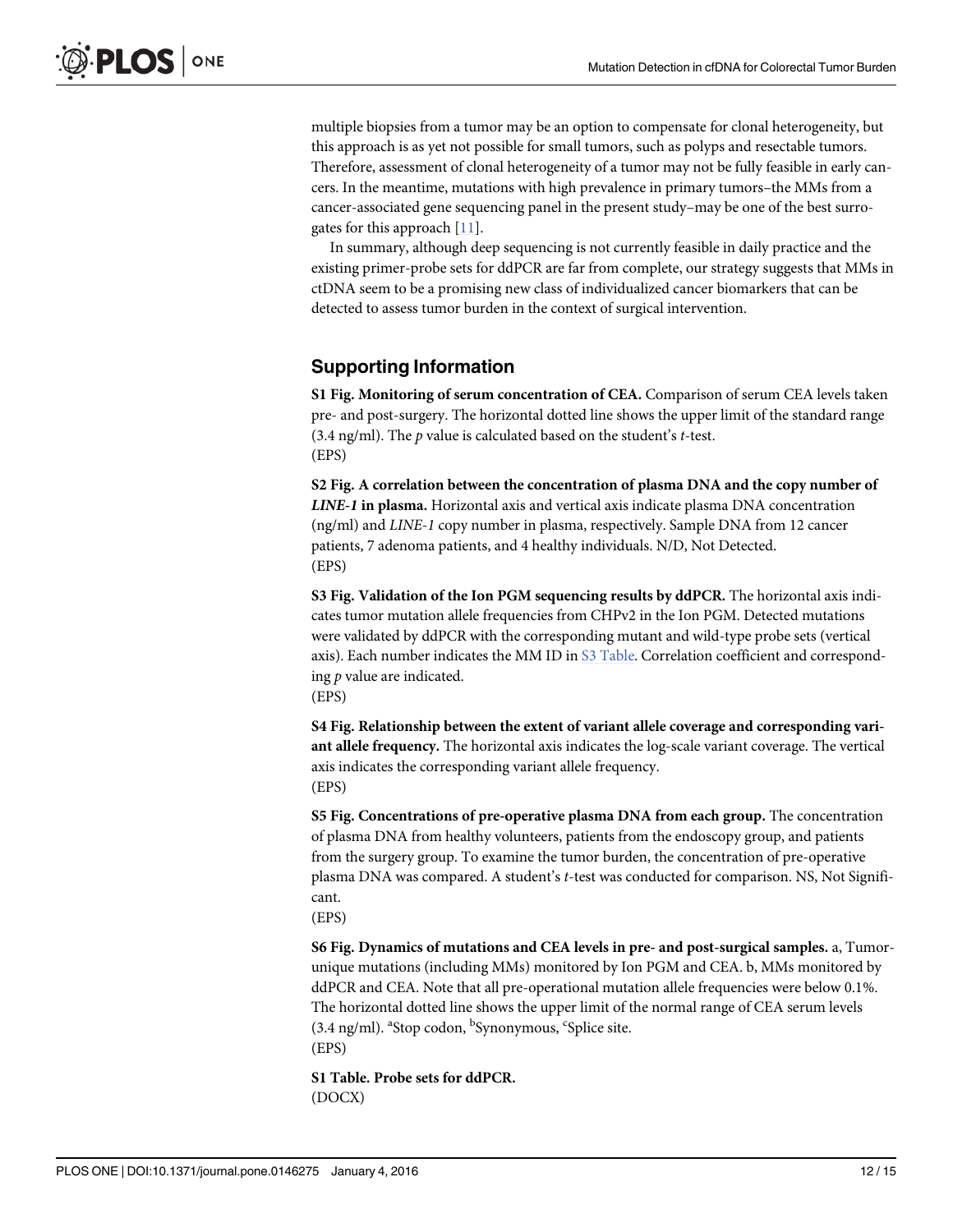multiple biopsies from a tumor may be an option to compensate for clonal heterogeneity, but this approach is as yet not possible for small tumors, such as polyps and resectable tumors. Therefore, assessment of clonal heterogeneity of a tumor may not be fully feasible in early cancers. In the meantime, mutations with high prevalence in primary tumors–the MMs from a cancer-associated gene sequencing panel in the present study–may be one of the best surrogates for this approach [11].

In summary, although deep sequencing is not currently feasible in daily practice and the existing primer-probe sets for ddPCR are far from complete, our strategy suggests that MMs in ctDNA seem to be a promising new class of individualized cancer biomarkers that can be detected to assess tumor burden in the context of surgical intervention.

## Supporting Information

**S1 Fig. Monitoring of serum concentration of CEA.** Comparison of serum CEA levels taken pre- and post-surgery. The horizontal dotted line shows the upper limit of the standard range (3.4 ng/ml). The *p* value is calculated based on the student's *t*-test.
(EPS)

**S2 Fig. A correlation between the concentration of plasma DNA and the copy number of *LINE-1* in plasma.** Horizontal axis and vertical axis indicate plasma DNA concentration (ng/ml) and *LINE-1* copy number in plasma, respectively. Sample DNA from 12 cancer patients, 7 adenoma patients, and 4 healthy individuals. N/D, Not Detected.
(EPS)

**S3 Fig. Validation of the Ion PGM sequencing results by ddPCR.** The horizontal axis indicates tumor mutation allele frequencies from CHPv2 in the Ion PGM. Detected mutations were validated by ddPCR with the corresponding mutant and wild-type probe sets (vertical axis). Each number indicates the MM ID in S3 Table. Correlation coefficient and corresponding *p* value are indicated.
(EPS)

**S4 Fig. Relationship between the extent of variant allele coverage and corresponding variant allele frequency.** The horizontal axis indicates the log-scale variant coverage. The vertical axis indicates the corresponding variant allele frequency.
(EPS)

**S5 Fig. Concentrations of pre-operative plasma DNA from each group.** The concentration of plasma DNA from healthy volunteers, patients from the endoscopy group, and patients from the surgery group. To examine the tumor burden, the concentration of pre-operative plasma DNA was compared. A student's *t*-test was conducted for comparison. NS, Not Significant.
(EPS)

**S6 Fig. Dynamics of mutations and CEA levels in pre- and post-surgical samples.** a, Tumor-unique mutations (including MMs) monitored by Ion PGM and CEA. b, MMs monitored by ddPCR and CEA. Note that all pre-operational mutation allele frequencies were below 0.1%. The horizontal dotted line shows the upper limit of the normal range of CEA serum levels (3.4 ng/ml). [a]Stop codon, [b]Synonymous, [c]Splice site.
(EPS)

**S1 Table. Probe sets for ddPCR.**
(DOCX)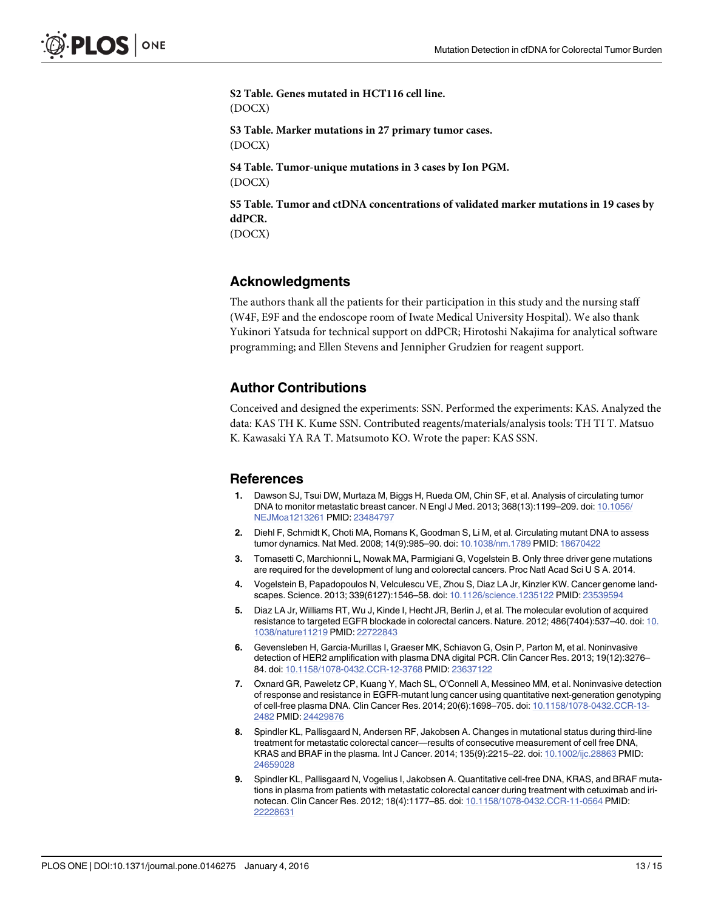**S2 Table. Genes mutated in HCT116 cell line.**
(DOCX)

**S3 Table. Marker mutations in 27 primary tumor cases.**
(DOCX)

**S4 Table. Tumor-unique mutations in 3 cases by Ion PGM.**
(DOCX)

**S5 Table. Tumor and ctDNA concentrations of validated marker mutations in 19 cases by ddPCR.**
(DOCX)

## Acknowledgments

The authors thank all the patients for their participation in this study and the nursing staff (W4F, E9F and the endoscope room of Iwate Medical University Hospital). We also thank Yukinori Yatsuda for technical support on ddPCR; Hirotoshi Nakajima for analytical software programming; and Ellen Stevens and Jennipher Grudzien for reagent support.

## Author Contributions

Conceived and designed the experiments: SSN. Performed the experiments: KAS. Analyzed the data: KAS TH K. Kume SSN. Contributed reagents/materials/analysis tools: TH TI T. Matsuo K. Kawasaki YA RA T. Matsumoto KO. Wrote the paper: KAS SSN.

## References

1. Dawson SJ, Tsui DW, Murtaza M, Biggs H, Rueda OM, Chin SF, et al. Analysis of circulating tumor DNA to monitor metastatic breast cancer. N Engl J Med. 2013; 368(13):1199–209. doi: 10.1056/NEJMoa1213261 PMID: 23484797
2. Diehl F, Schmidt K, Choti MA, Romans K, Goodman S, Li M, et al. Circulating mutant DNA to assess tumor dynamics. Nat Med. 2008; 14(9):985–90. doi: 10.1038/nm.1789 PMID: 18670422
3. Tomasetti C, Marchionni L, Nowak MA, Parmigiani G, Vogelstein B. Only three driver gene mutations are required for the development of lung and colorectal cancers. Proc Natl Acad Sci U S A. 2014.
4. Vogelstein B, Papadopoulos N, Velculescu VE, Zhou S, Diaz LA Jr, Kinzler KW. Cancer genome landscapes. Science. 2013; 339(6127):1546–58. doi: 10.1126/science.1235122 PMID: 23539594
5. Diaz LA Jr, Williams RT, Wu J, Kinde I, Hecht JR, Berlin J, et al. The molecular evolution of acquired resistance to targeted EGFR blockade in colorectal cancers. Nature. 2012; 486(7404):537–40. doi: 10.1038/nature11219 PMID: 22722843
6. Gevensleben H, Garcia-Murillas I, Graeser MK, Schiavon G, Osin P, Parton M, et al. Noninvasive detection of HER2 amplification with plasma DNA digital PCR. Clin Cancer Res. 2013; 19(12):3276–84. doi: 10.1158/1078-0432.CCR-12-3768 PMID: 23637122
7. Oxnard GR, Paweletz CP, Kuang Y, Mach SL, O'Connell A, Messineo MM, et al. Noninvasive detection of response and resistance in EGFR-mutant lung cancer using quantitative next-generation genotyping of cell-free plasma DNA. Clin Cancer Res. 2014; 20(6):1698–705. doi: 10.1158/1078-0432.CCR-13-2482 PMID: 24429876
8. Spindler KL, Pallisgaard N, Andersen RF, Jakobsen A. Changes in mutational status during third-line treatment for metastatic colorectal cancer—results of consecutive measurement of cell free DNA, KRAS and BRAF in the plasma. Int J Cancer. 2014; 135(9):2215–22. doi: 10.1002/ijc.28863 PMID: 24659028
9. Spindler KL, Pallisgaard N, Vogelius I, Jakobsen A. Quantitative cell-free DNA, KRAS, and BRAF mutations in plasma from patients with metastatic colorectal cancer during treatment with cetuximab and irinotecan. Clin Cancer Res. 2012; 18(4):1177–85. doi: 10.1158/1078-0432.CCR-11-0564 PMID: 22228631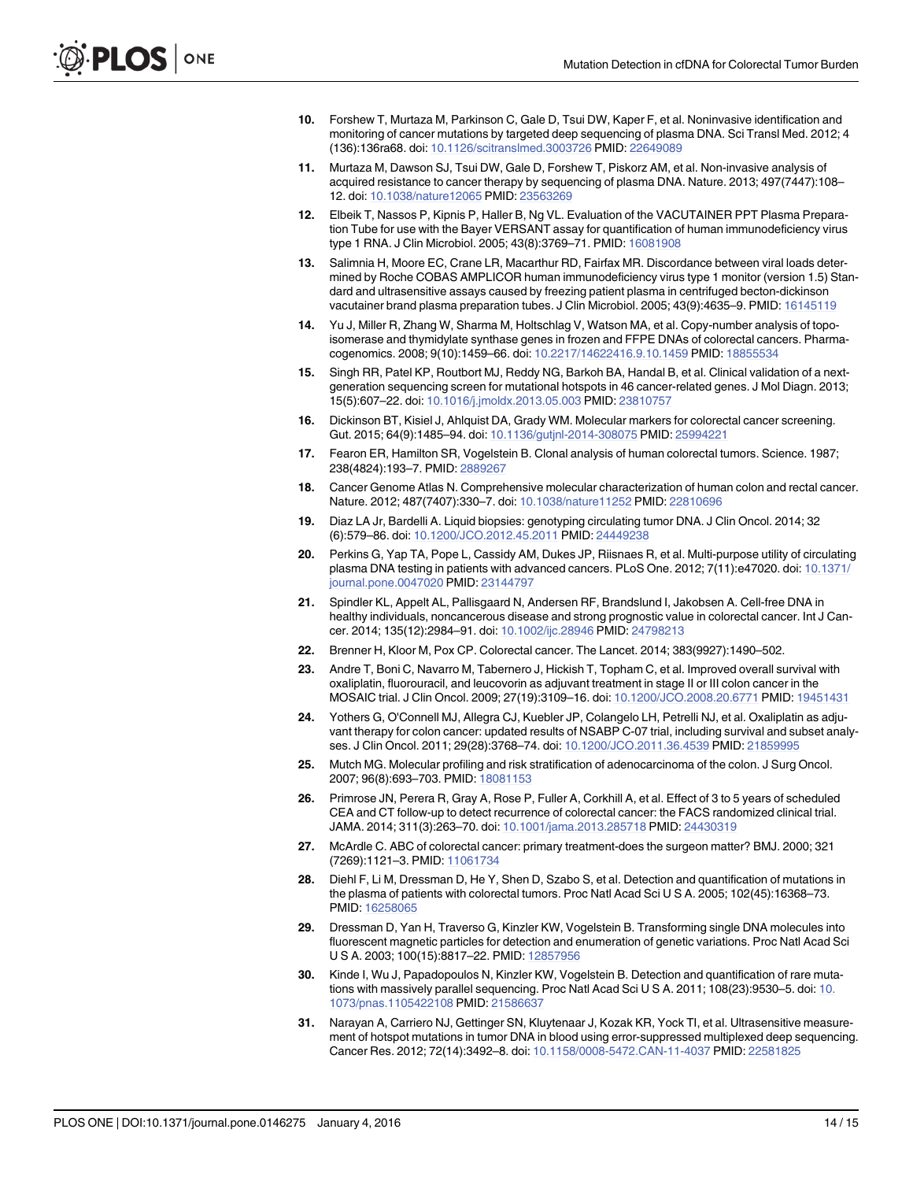10. Forshew T, Murtaza M, Parkinson C, Gale D, Tsui DW, Kaper F, et al. Noninvasive identification and monitoring of cancer mutations by targeted deep sequencing of plasma DNA. Sci Transl Med. 2012; 4 (136):136ra68. doi: 10.1126/scitranslmed.3003726 PMID: 22649089

11. Murtaza M, Dawson SJ, Tsui DW, Gale D, Forshew T, Piskorz AM, et al. Non-invasive analysis of acquired resistance to cancer therapy by sequencing of plasma DNA. Nature. 2013; 497(7447):108–12. doi: 10.1038/nature12065 PMID: 23563269

12. Elbeik T, Nassos P, Kipnis P, Haller B, Ng VL. Evaluation of the VACUTAINER PPT Plasma Preparation Tube for use with the Bayer VERSANT assay for quantification of human immunodeficiency virus type 1 RNA. J Clin Microbiol. 2005; 43(8):3769–71. PMID: 16081908

13. Salimnia H, Moore EC, Crane LR, Macarthur RD, Fairfax MR. Discordance between viral loads determined by Roche COBAS AMPLICOR human immunodeficiency virus type 1 monitor (version 1.5) Standard and ultrasensitive assays caused by freezing patient plasma in centrifuged becton-dickinson vacutainer brand plasma preparation tubes. J Clin Microbiol. 2005; 43(9):4635–9. PMID: 16145119

14. Yu J, Miller R, Zhang W, Sharma M, Holtschlag V, Watson MA, et al. Copy-number analysis of topoisomerase and thymidylate synthase genes in frozen and FFPE DNAs of colorectal cancers. Pharmacogenomics. 2008; 9(10):1459–66. doi: 10.2217/14622416.9.10.1459 PMID: 18855534

15. Singh RR, Patel KP, Routbort MJ, Reddy NG, Barkoh BA, Handal B, et al. Clinical validation of a next-generation sequencing screen for mutational hotspots in 46 cancer-related genes. J Mol Diagn. 2013; 15(5):607–22. doi: 10.1016/j.jmoldx.2013.05.003 PMID: 23810757

16. Dickinson BT, Kisiel J, Ahlquist DA, Grady WM. Molecular markers for colorectal cancer screening. Gut. 2015; 64(9):1485–94. doi: 10.1136/gutjnl-2014-308075 PMID: 25994221

17. Fearon ER, Hamilton SR, Vogelstein B. Clonal analysis of human colorectal tumors. Science. 1987; 238(4824):193–7. PMID: 2889267

18. Cancer Genome Atlas N. Comprehensive molecular characterization of human colon and rectal cancer. Nature. 2012; 487(7407):330–7. doi: 10.1038/nature11252 PMID: 22810696

19. Diaz LA Jr, Bardelli A. Liquid biopsies: genotyping circulating tumor DNA. J Clin Oncol. 2014; 32 (6):579–86. doi: 10.1200/JCO.2012.45.2011 PMID: 24449238

20. Perkins G, Yap TA, Pope L, Cassidy AM, Dukes JP, Riisnaes R, et al. Multi-purpose utility of circulating plasma DNA testing in patients with advanced cancers. PLoS One. 2012; 7(11):e47020. doi: 10.1371/journal.pone.0047020 PMID: 23144797

21. Spindler KL, Appelt AL, Pallisgaard N, Andersen RF, Brandslund I, Jakobsen A. Cell-free DNA in healthy individuals, noncancerous disease and strong prognostic value in colorectal cancer. Int J Cancer. 2014; 135(12):2984–91. doi: 10.1002/ijc.28946 PMID: 24798213

22. Brenner H, Kloor M, Pox CP. Colorectal cancer. The Lancet. 2014; 383(9927):1490–502.

23. Andre T, Boni C, Navarro M, Tabernero J, Hickish T, Topham C, et al. Improved overall survival with oxaliplatin, fluorouracil, and leucovorin as adjuvant treatment in stage II or III colon cancer in the MOSAIC trial. J Clin Oncol. 2009; 27(19):3109–16. doi: 10.1200/JCO.2008.20.6771 PMID: 19451431

24. Yothers G, O'Connell MJ, Allegra CJ, Kuebler JP, Colangelo LH, Petrelli NJ, et al. Oxaliplatin as adjuvant therapy for colon cancer: updated results of NSABP C-07 trial, including survival and subset analyses. J Clin Oncol. 2011; 29(28):3768–74. doi: 10.1200/JCO.2011.36.4539 PMID: 21859995

25. Mutch MG. Molecular profiling and risk stratification of adenocarcinoma of the colon. J Surg Oncol. 2007; 96(8):693–703. PMID: 18081153

26. Primrose JN, Perera R, Gray A, Rose P, Fuller A, Corkhill A, et al. Effect of 3 to 5 years of scheduled CEA and CT follow-up to detect recurrence of colorectal cancer: the FACS randomized clinical trial. JAMA. 2014; 311(3):263–70. doi: 10.1001/jama.2013.285718 PMID: 24430319

27. McArdle C. ABC of colorectal cancer: primary treatment-does the surgeon matter? BMJ. 2000; 321 (7269):1121–3. PMID: 11061734

28. Diehl F, Li M, Dressman D, He Y, Shen D, Szabo S, et al. Detection and quantification of mutations in the plasma of patients with colorectal tumors. Proc Natl Acad Sci U S A. 2005; 102(45):16368–73. PMID: 16258065

29. Dressman D, Yan H, Traverso G, Kinzler KW, Vogelstein B. Transforming single DNA molecules into fluorescent magnetic particles for detection and enumeration of genetic variations. Proc Natl Acad Sci U S A. 2003; 100(15):8817–22. PMID: 12857956

30. Kinde I, Wu J, Papadopoulos N, Kinzler KW, Vogelstein B. Detection and quantification of rare mutations with massively parallel sequencing. Proc Natl Acad Sci U S A. 2011; 108(23):9530–5. doi: 10.1073/pnas.1105422108 PMID: 21586637

31. Narayan A, Carriero NJ, Gettinger SN, Kluytenaar J, Kozak KR, Yock TI, et al. Ultrasensitive measurement of hotspot mutations in tumor DNA in blood using error-suppressed multiplexed deep sequencing. Cancer Res. 2012; 72(14):3492–8. doi: 10.1158/0008-5472.CAN-11-4037 PMID: 22581825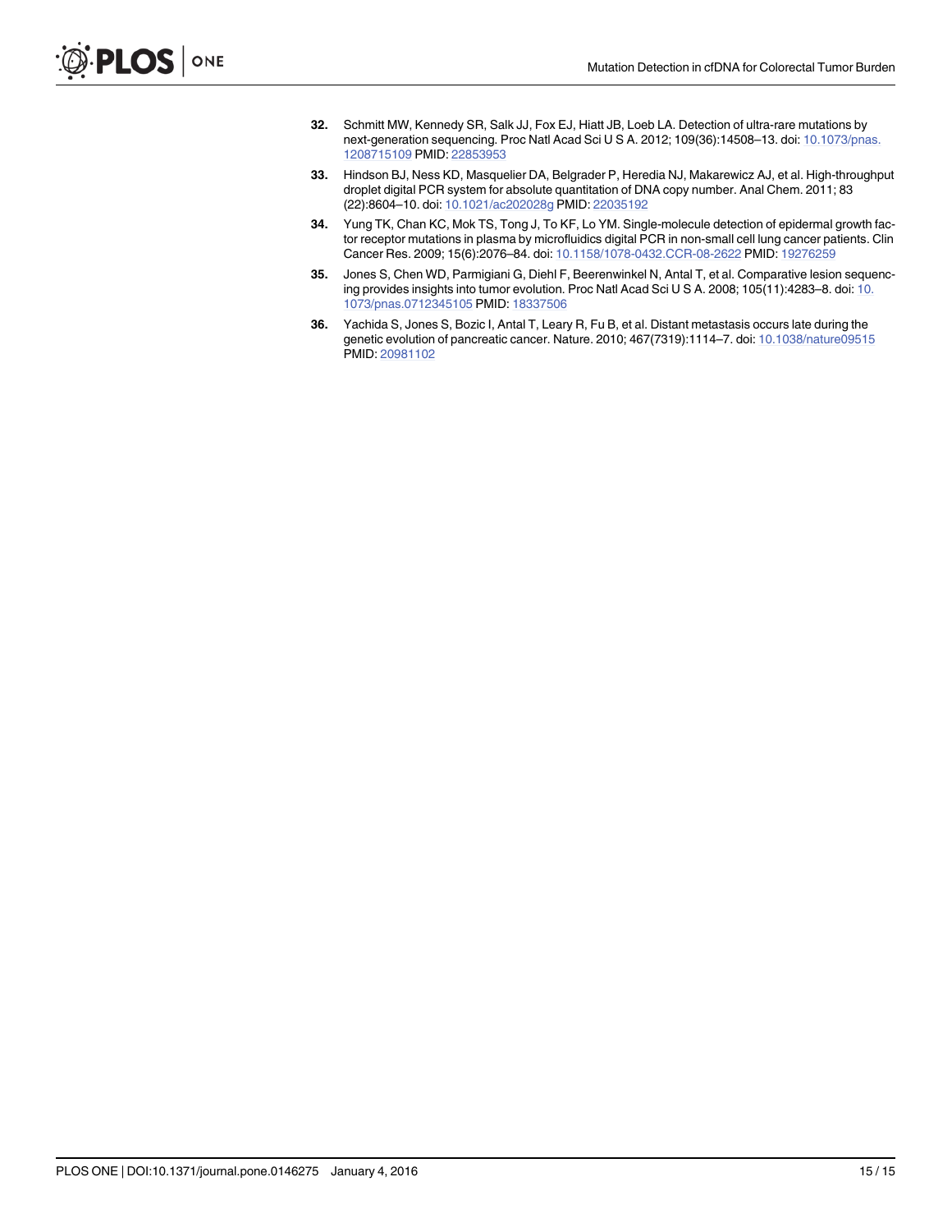32. Schmitt MW, Kennedy SR, Salk JJ, Fox EJ, Hiatt JB, Loeb LA. Detection of ultra-rare mutations by next-generation sequencing. Proc Natl Acad Sci U S A. 2012; 109(36):14508–13. doi: 10.1073/pnas.1208715109 PMID: 22853953

33. Hindson BJ, Ness KD, Masquelier DA, Belgrader P, Heredia NJ, Makarewicz AJ, et al. High-throughput droplet digital PCR system for absolute quantitation of DNA copy number. Anal Chem. 2011; 83(22):8604–10. doi: 10.1021/ac202028g PMID: 22035192

34. Yung TK, Chan KC, Mok TS, Tong J, To KF, Lo YM. Single-molecule detection of epidermal growth factor receptor mutations in plasma by microfluidics digital PCR in non-small cell lung cancer patients. Clin Cancer Res. 2009; 15(6):2076–84. doi: 10.1158/1078-0432.CCR-08-2622 PMID: 19276259

35. Jones S, Chen WD, Parmigiani G, Diehl F, Beerenwinkel N, Antal T, et al. Comparative lesion sequencing provides insights into tumor evolution. Proc Natl Acad Sci U S A. 2008; 105(11):4283–8. doi: 10.1073/pnas.0712345105 PMID: 18337506

36. Yachida S, Jones S, Bozic I, Antal T, Leary R, Fu B, et al. Distant metastasis occurs late during the genetic evolution of pancreatic cancer. Nature. 2010; 467(7319):1114–7. doi: 10.1038/nature09515 PMID: 20981102